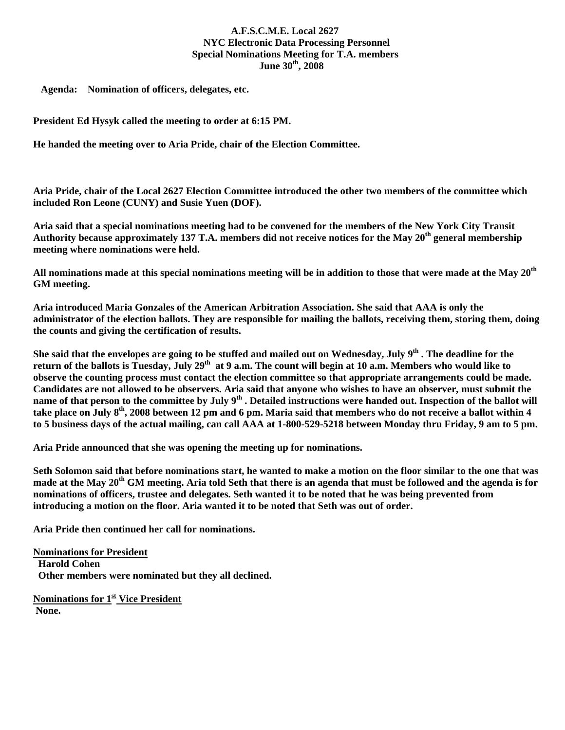# A.F.S.C.M.E. Local 2627
## NYC Electronic Data Processing Personnel
## Special Nominations Meeting for T.A. members
## June 30th, 2008

**Agenda: Nomination of officers, delegates, etc.**

**President Ed Hysyk called the meeting to order at 6:15 PM.**

**He handed the meeting over to Aria Pride, chair of the Election Committee.**

**Aria Pride, chair of the Local 2627 Election Committee introduced the other two members of the committee which included Ron Leone (CUNY) and Susie Yuen (DOF).**

**Aria said that a special nominations meeting had to be convened for the members of the New York City Transit Authority because approximately 137 T.A. members did not receive notices for the May 20th general membership meeting where nominations were held.**

**All nominations made at this special nominations meeting will be in addition to those that were made at the May 20th GM meeting.**

**Aria introduced Maria Gonzales of the American Arbitration Association. She said that AAA is only the administrator of the election ballots. They are responsible for mailing the ballots, receiving them, storing them, doing the counts and giving the certification of results.**

**She said that the envelopes are going to be stuffed and mailed out on Wednesday, July 9th . The deadline for the return of the ballots is Tuesday, July 29th at 9 a.m. The count will begin at 10 a.m. Members who would like to observe the counting process must contact the election committee so that appropriate arrangements could be made. Candidates are not allowed to be observers. Aria said that anyone who wishes to have an observer, must submit the name of that person to the committee by July 9th . Detailed instructions were handed out. Inspection of the ballot will take place on July 8th, 2008 between 12 pm and 6 pm. Maria said that members who do not receive a ballot within 4 to 5 business days of the actual mailing, can call AAA at 1-800-529-5218 between Monday thru Friday, 9 am to 5 pm.**

**Aria Pride announced that she was opening the meeting up for nominations.**

**Seth Solomon said that before nominations start, he wanted to make a motion on the floor similar to the one that was made at the May 20th GM meeting. Aria told Seth that there is an agenda that must be followed and the agenda is for nominations of officers, trustee and delegates. Seth wanted it to be noted that he was being prevented from introducing a motion on the floor. Aria wanted it to be noted that Seth was out of order.**

**Aria Pride then continued her call for nominations.**

**Nominations for President**

**Harold Cohen**

**Other members were nominated but they all declined.**

**Nominations for 1st Vice President**

**None.**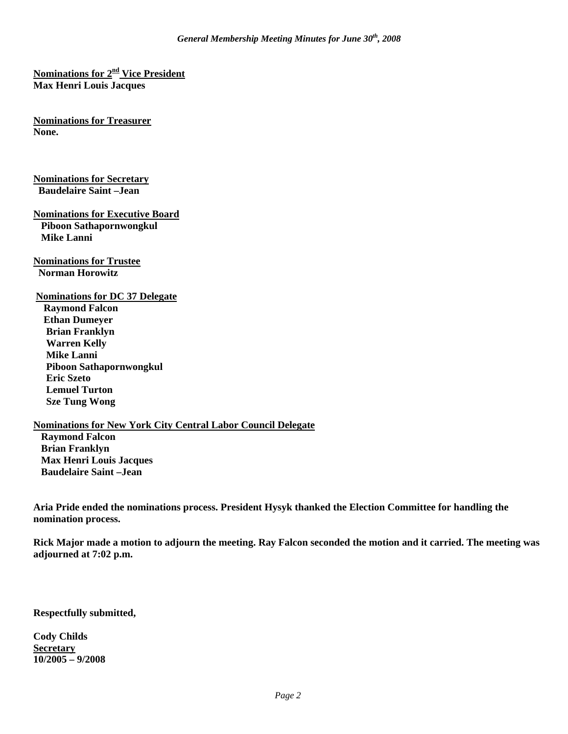**Nominations for 2nd Vice President**
**Max Henri Louis Jacques**

**Nominations for Treasurer**
**None.**

**Nominations for Secretary**
**Baudelaire Saint –Jean**

**Nominations for Executive Board**
**Piboon Sathapornwongkul**
**Mike Lanni**

**Nominations for Trustee**
**Norman Horowitz**

**Nominations for DC 37 Delegate**
**Raymond Falcon**
**Ethan Dumeyer**
**Brian Franklyn**
**Warren Kelly**
**Mike Lanni**
**Piboon Sathapornwongkul**
**Eric Szeto**
**Lemuel Turton**
**Sze Tung Wong**

**Nominations for New York City Central Labor Council Delegate**
**Raymond Falcon**
**Brian Franklyn**
**Max Henri Louis Jacques**
**Baudelaire Saint –Jean**

**Aria Pride ended the nominations process. President Hysyk thanked the Election Committee for handling the nomination process.**

**Rick Major made a motion to adjourn the meeting. Ray Falcon seconded the motion and it carried. The meeting was adjourned at 7:02 p.m.**

**Respectfully submitted,**

**Cody Childs**
**Secretary**
**10/2005 – 9/2008**